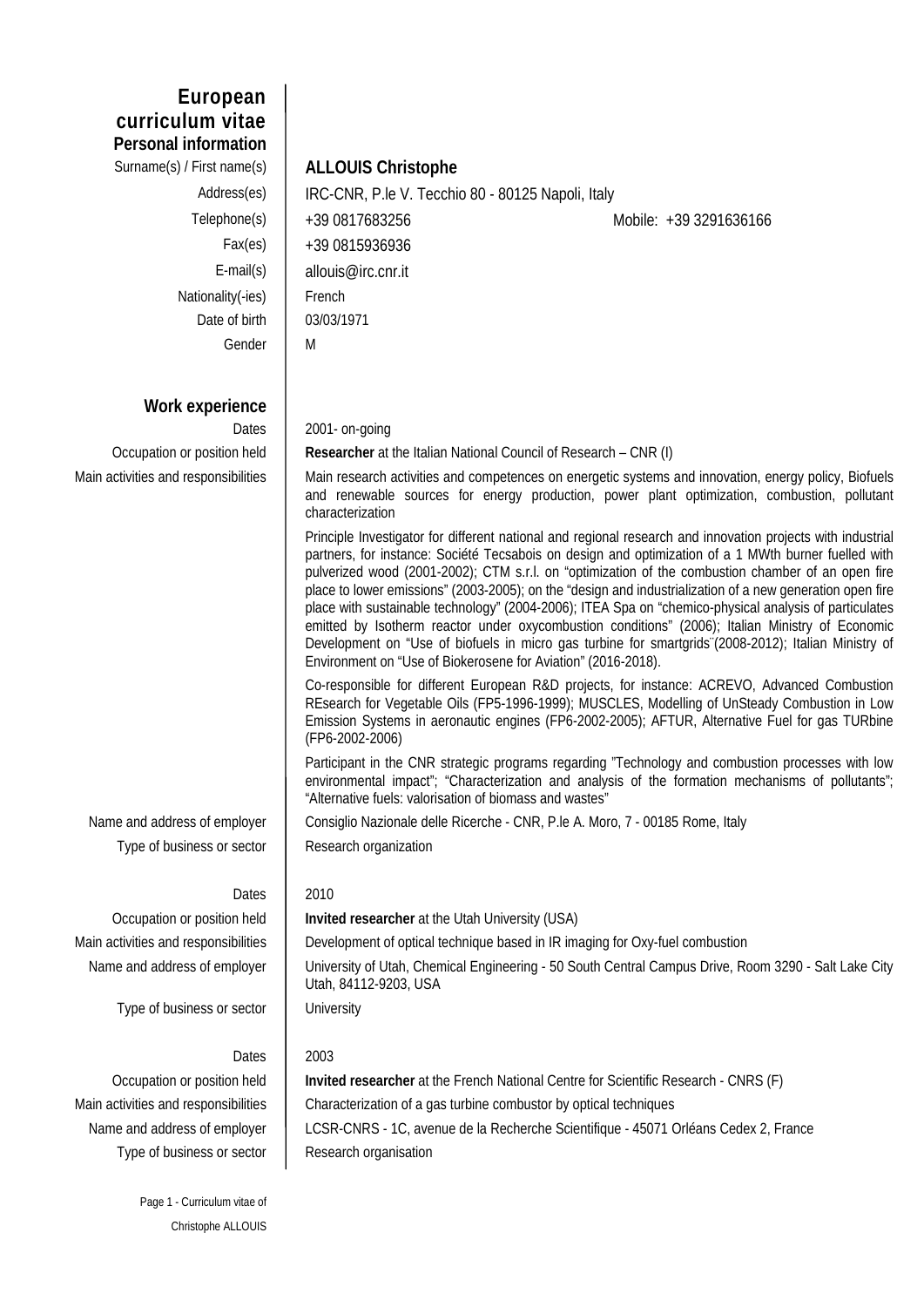# European curriculum vitae

## Personal information

| | |
|---|---|
| Surname(s) / First name(s) | **ALLOUIS Christophe** |
| Address(es) | IRC-CNR, P.le V. Tecchio 80 - 80125 Napoli, Italy |
| Telephone(s) | +39 0817683256 Mobile: +39 3291636166 |
| Fax(es) | +39 0815936936 |
| E-mail(s) | allouis@irc.cnr.it |
| Nationality(-ies) | French |
| Date of birth | 03/03/1971 |
| Gender | M |

## Work experience

| | |
|---|---|
| Dates | 2001- on-going |
| Occupation or position held | **Researcher** at the Italian National Council of Research – CNR (I) |
| Main activities and responsibilities | Main research activities and competences on energetic systems and innovation, energy policy, Biofuels and renewable sources for energy production, power plant optimization, combustion, pollutant characterization<br><br>Principle Investigator for different national and regional research and innovation projects with industrial partners, for instance: Société Tecsabois on design and optimization of a 1 MWth burner fuelled with pulverized wood (2001-2002); CTM s.r.l. on "optimization of the combustion chamber of an open fire place to lower emissions" (2003-2005); on the "design and industrialization of a new generation open fire place with sustainable technology" (2004-2006); ITEA Spa on "chemico-physical analysis of particulates emitted by Isotherm reactor under oxycombustion conditions" (2006); Italian Ministry of Economic Development on "Use of biofuels in micro gas turbine for smartgrids" (2008-2012); Italian Ministry of Environment on "Use of Biokerosene for Aviation" (2016-2018).<br><br>Co-responsible for different European R&D projects, for instance: ACREVO, Advanced Combustion REsearch for Vegetable Oils (FP5-1996-1999); MUSCLES, Modelling of UnSteady Combustion in Low Emission Systems in aeronautic engines (FP6-2002-2005); AFTUR, Alternative Fuel for gas TURbine (FP6-2002-2006)<br><br>Participant in the CNR strategic programs regarding "Technology and combustion processes with low environmental impact"; "Characterization and analysis of the formation mechanisms of pollutants"; "Alternative fuels: valorisation of biomass and wastes" |
| Name and address of employer | Consiglio Nazionale delle Ricerche - CNR, P.le A. Moro, 7 - 00185 Rome, Italy |
| Type of business or sector | Research organization |
| | |
| Dates | 2010 |
| Occupation or position held | **Invited researcher** at the Utah University (USA) |
| Main activities and responsibilities | Development of optical technique based in IR imaging for Oxy-fuel combustion |
| Name and address of employer | University of Utah, Chemical Engineering - 50 South Central Campus Drive, Room 3290 - Salt Lake City Utah, 84112-9203, USA |
| Type of business or sector | University |
| | |
| Dates | 2003 |
| Occupation or position held | **Invited researcher** at the French National Centre for Scientific Research - CNRS (F) |
| Main activities and responsibilities | Characterization of a gas turbine combustor by optical techniques |
| Name and address of employer | LCSR-CNRS - 1C, avenue de la Recherche Scientifique - 45071 Orléans Cedex 2, France |
| Type of business or sector | Research organisation |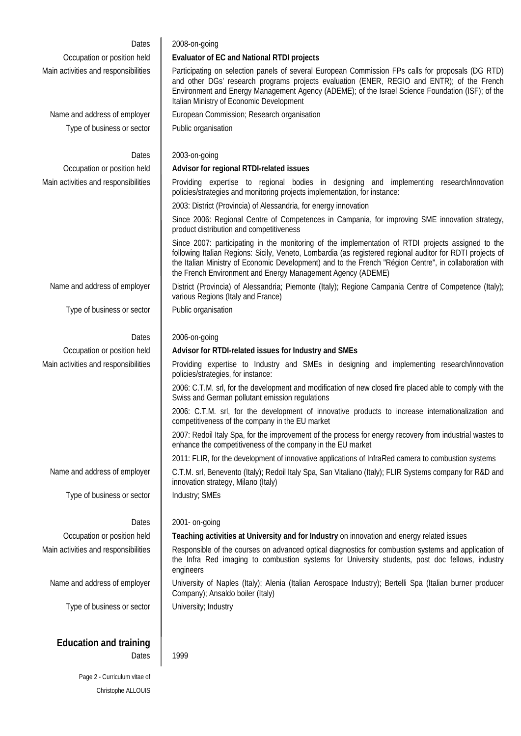| | |
|---|---|
| Dates | 2008-on-going |
| Occupation or position held | **Evaluator of EC and National RTDI projects** |
| Main activities and responsibilities | Participating on selection panels of several European Commission FPs calls for proposals (DG RTD) and other DGs' research programs projects evaluation (ENER, REGIO and ENTR); of the French Environment and Energy Management Agency (ADEME); of the Israel Science Foundation (ISF); of the Italian Ministry of Economic Development |
| Name and address of employer | European Commission; Research organisation |
| Type of business or sector | Public organisation |
| | |
| Dates | 2003-on-going |
| Occupation or position held | **Advisor for regional RTDI-related issues** |
| Main activities and responsibilities | Providing expertise to regional bodies in designing and implementing research/innovation policies/strategies and monitoring projects implementation, for instance: |
| | 2003: District (Provincia) of Alessandria, for energy innovation |
| | Since 2006: Regional Centre of Competences in Campania, for improving SME innovation strategy, product distribution and competitiveness |
| | Since 2007: participating in the monitoring of the implementation of RTDI projects assigned to the following Italian Regions: Sicily, Veneto, Lombardia (as registered regional auditor for RDTI projects of the Italian Ministry of Economic Development) and to the French "Région Centre", in collaboration with the French Environment and Energy Management Agency (ADEME) |
| Name and address of employer | District (Provincia) of Alessandria; Piemonte (Italy); Regione Campania Centre of Competence (Italy); various Regions (Italy and France) |
| Type of business or sector | Public organisation |
| | |
| Dates | 2006-on-going |
| Occupation or position held | **Advisor for RTDI-related issues for Industry and SMEs** |
| Main activities and responsibilities | Providing expertise to Industry and SMEs in designing and implementing research/innovation policies/strategies, for instance: |
| | 2006: C.T.M. srl, for the development and modification of new closed fire placed able to comply with the Swiss and German pollutant emission regulations |
| | 2006: C.T.M. srl, for the development of innovative products to increase internationalization and competitiveness of the company in the EU market |
| | 2007: Redoil Italy Spa, for the improvement of the process for energy recovery from industrial wastes to enhance the competitiveness of the company in the EU market |
| | 2011: FLIR, for the development of innovative applications of InfraRed camera to combustion systems |
| Name and address of employer | C.T.M. srl, Benevento (Italy); Redoil Italy Spa, San Vitaliano (Italy); FLIR Systems company for R&D and innovation strategy, Milano (Italy) |
| Type of business or sector | Industry; SMEs |
| | |
| Dates | 2001- on-going |
| Occupation or position held | **Teaching activities at University and for Industry** on innovation and energy related issues |
| Main activities and responsibilities | Responsible of the courses on advanced optical diagnostics for combustion systems and application of the Infra Red imaging to combustion systems for University students, post doc fellows, industry engineers |
| Name and address of employer | University of Naples (Italy); Alenia (Italian Aerospace Industry); Bertelli Spa (Italian burner producer Company); Ansaldo boiler (Italy) |
| Type of business or sector | University; Industry |

## Education and training

| | |
|---|---|
| Dates | 1999 |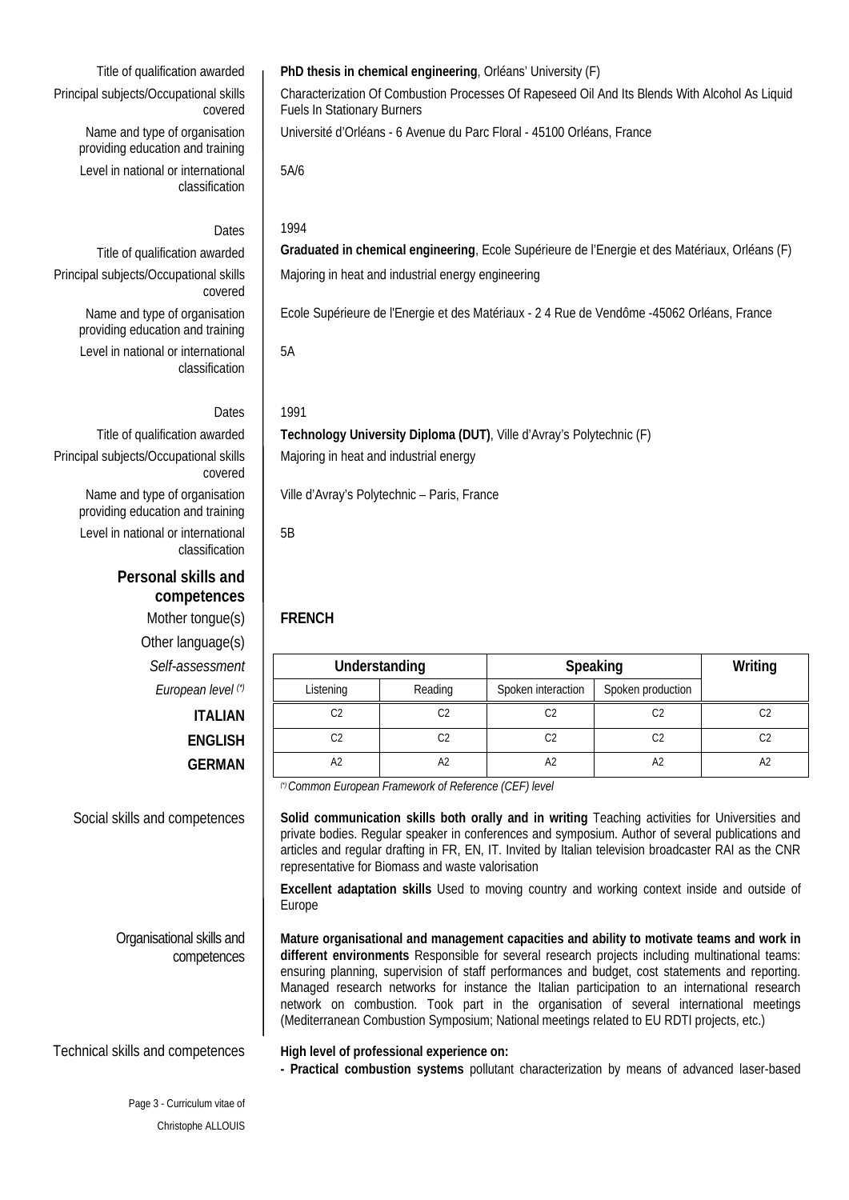| | |
|---|---|
| Title of qualification awarded | **PhD thesis in chemical engineering**, Orléans' University (F) |
| Principal subjects/Occupational skills covered | Characterization Of Combustion Processes Of Rapeseed Oil And Its Blends With Alcohol As Liquid Fuels In Stationary Burners |
| Name and type of organisation providing education and training | Université d'Orléans - 6 Avenue du Parc Floral - 45100 Orléans, France |
| Level in national or international classification | 5A/6 |

| | |
|---|---|
| Dates | 1994 |
| Title of qualification awarded | **Graduated in chemical engineering**, Ecole Supérieure de l'Energie et des Matériaux, Orléans (F) |
| Principal subjects/Occupational skills covered | Majoring in heat and industrial energy engineering |
| Name and type of organisation providing education and training | Ecole Supérieure de l'Energie et des Matériaux - 2 4 Rue de Vendôme -45062 Orléans, France |
| Level in national or international classification | 5A |

| | |
|---|---|
| Dates | 1991 |
| Title of qualification awarded | **Technology University Diploma (DUT)**, Ville d'Avray's Polytechnic (F) |
| Principal subjects/Occupational skills covered | Majoring in heat and industrial energy |
| Name and type of organisation providing education and training | Ville d'Avray's Polytechnic – Paris, France |
| Level in national or international classification | 5B |

## Personal skills and competences

**Mother tongue(s):** **FRENCH**

**Other language(s)**

| *Self-assessment* | Understanding | | Speaking | | Writing |
|---|---|---|---|---|---|
| *European level (\*)* | Listening | Reading | Spoken interaction | Spoken production | |
| **ITALIAN** | C2 | C2 | C2 | C2 | C2 |
| **ENGLISH** | C2 | C2 | C2 | C2 | C2 |
| **GERMAN** | A2 | A2 | A2 | A2 | A2 |

*(\*) Common European Framework of Reference (CEF) level*

**Social skills and competences**

**Solid communication skills both orally and in writing** Teaching activities for Universities and private bodies. Regular speaker in conferences and symposium. Author of several publications and articles and regular drafting in FR, EN, IT. Invited by Italian television broadcaster RAI as the CNR representative for Biomass and waste valorisation

**Excellent adaptation skills** Used to moving country and working context inside and outside of Europe

**Organisational skills and competences**

**Mature organisational and management capacities and ability to motivate teams and work in different environments** Responsible for several research projects including multinational teams: ensuring planning, supervision of staff performances and budget, cost statements and reporting. Managed research networks for instance the Italian participation to an international research network on combustion. Took part in the organisation of several international meetings (Mediterranean Combustion Symposium; National meetings related to EU RDTI projects, etc.)

**Technical skills and competences**

**High level of professional experience on:**

- **Practical combustion systems** pollutant characterization by means of advanced laser-based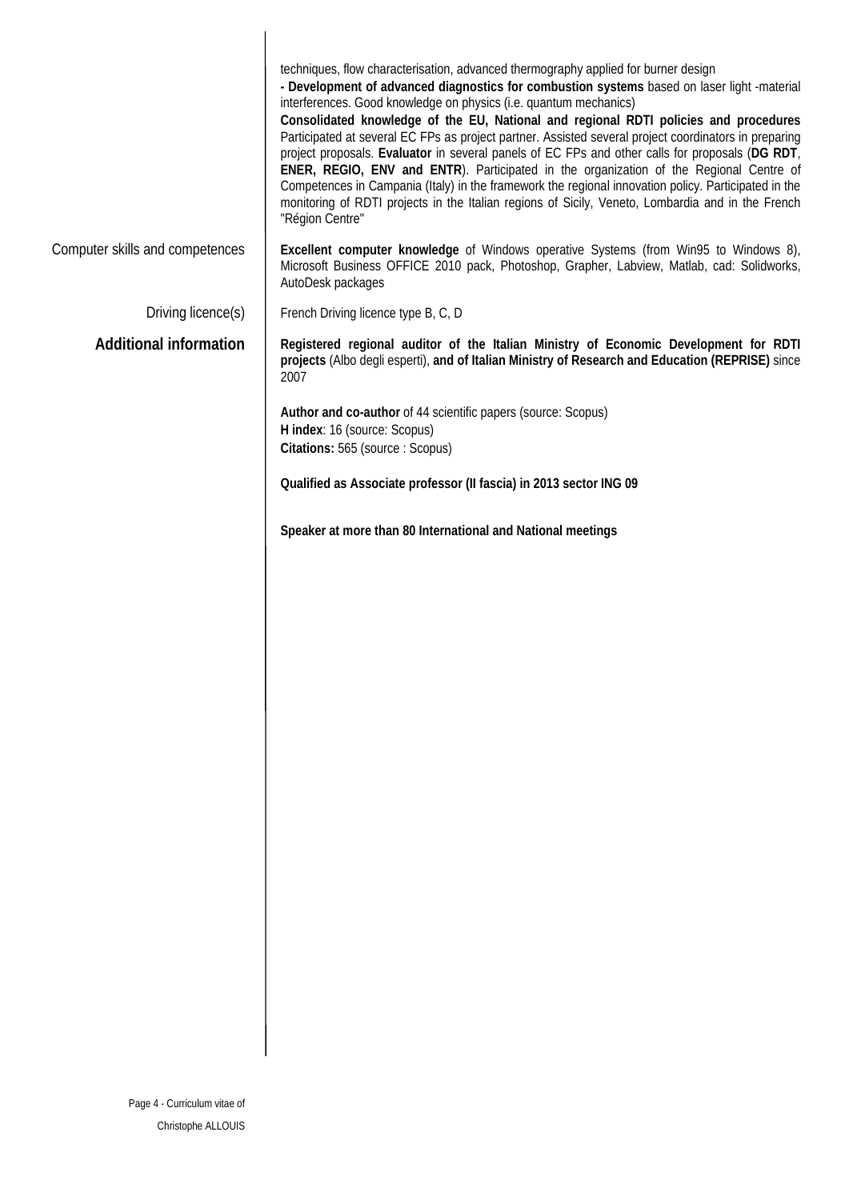techniques, flow characterisation, advanced thermography applied for burner design

**- Development of advanced diagnostics for combustion systems** based on laser light -material interferences. Good knowledge on physics (i.e. quantum mechanics)

**Consolidated knowledge of the EU, National and regional RDTI policies and procedures** Participated at several EC FPs as project partner. Assisted several project coordinators in preparing project proposals. **Evaluator** in several panels of EC FPs and other calls for proposals (**DG RDT**, **ENER, REGIO, ENV and ENTR**). Participated in the organization of the Regional Centre of Competences in Campania (Italy) in the framework the regional innovation policy. Participated in the monitoring of RDTI projects in the Italian regions of Sicily, Veneto, Lombardia and in the French "Région Centre"

Computer skills and competences

**Excellent computer knowledge** of Windows operative Systems (from Win95 to Windows 8), Microsoft Business OFFICE 2010 pack, Photoshop, Grapher, Labview, Matlab, cad: Solidworks, AutoDesk packages

Driving licence(s)

French Driving licence type B, C, D

## Additional information

**Registered regional auditor of the Italian Ministry of Economic Development for RDTI projects** (Albo degli esperti), **and of Italian Ministry of Research and Education (REPRISE)** since 2007

**Author and co-author** of 44 scientific papers (source: Scopus)
**H index**: 16 (source: Scopus)
**Citations:** 565 (source : Scopus)

**Qualified as Associate professor (II fascia) in 2013 sector ING 09**

**Speaker at more than 80 International and National meetings**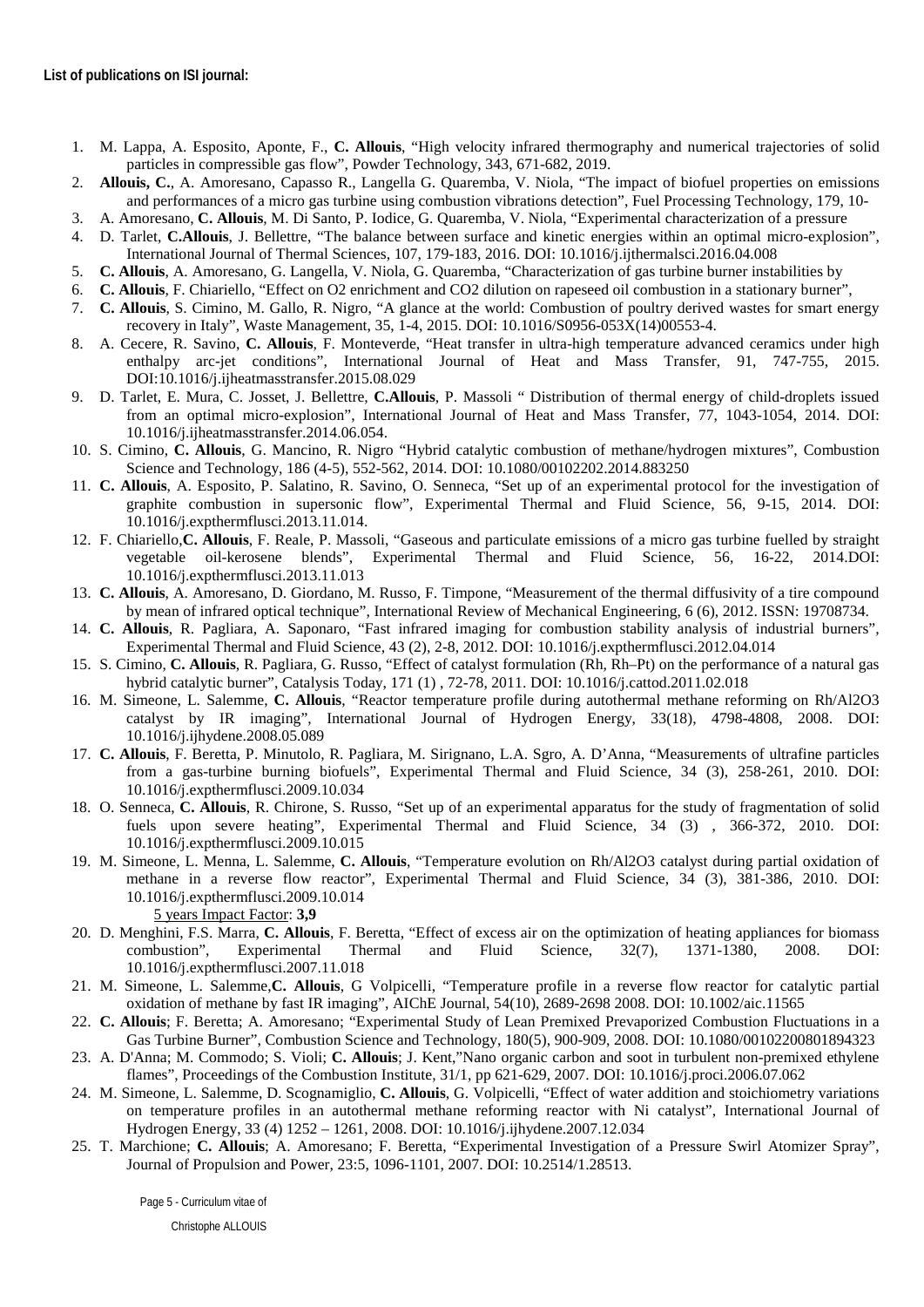**List of publications on ISI journal:**

1. M. Lappa, A. Esposito, Aponte, F., **C. Allouis**, "High velocity infrared thermography and numerical trajectories of solid particles in compressible gas flow", Powder Technology, 343, 671-682, 2019.
2. **Allouis, C.**, A. Amoresano, Capasso R., Langella G. Quaremba, V. Niola, "The impact of biofuel properties on emissions and performances of a micro gas turbine using combustion vibrations detection", Fuel Processing Technology, 179, 10-
3. A. Amoresano, **C. Allouis**, M. Di Santo, P. Iodice, G. Quaremba, V. Niola, "Experimental characterization of a pressure
4. D. Tarlet, **C.Allouis**, J. Bellettre, "The balance between surface and kinetic energies within an optimal micro-explosion", International Journal of Thermal Sciences, 107, 179-183, 2016. DOI: 10.1016/j.ijthermalsci.2016.04.008
5. **C. Allouis**, A. Amoresano, G. Langella, V. Niola, G. Quaremba, "Characterization of gas turbine burner instabilities by
6. **C. Allouis**, F. Chiariello, "Effect on O2 enrichment and CO2 dilution on rapeseed oil combustion in a stationary burner",
7. **C. Allouis**, S. Cimino, M. Gallo, R. Nigro, "A glance at the world: Combustion of poultry derived wastes for smart energy recovery in Italy", Waste Management, 35, 1-4, 2015. DOI: 10.1016/S0956-053X(14)00553-4.
8. A. Cecere, R. Savino, **C. Allouis**, F. Monteverde, "Heat transfer in ultra-high temperature advanced ceramics under high enthalpy arc-jet conditions", International Journal of Heat and Mass Transfer, 91, 747-755, 2015. DOI:10.1016/j.ijheatmasstransfer.2015.08.029
9. D. Tarlet, E. Mura, C. Josset, J. Bellettre, **C.Allouis**, P. Massoli " Distribution of thermal energy of child-droplets issued from an optimal micro-explosion", International Journal of Heat and Mass Transfer, 77, 1043-1054, 2014. DOI: 10.1016/j.ijheatmasstransfer.2014.06.054.
10. S. Cimino, **C. Allouis**, G. Mancino, R. Nigro "Hybrid catalytic combustion of methane/hydrogen mixtures", Combustion Science and Technology, 186 (4-5), 552-562, 2014. DOI: 10.1080/00102202.2014.883250
11. **C. Allouis**, A. Esposito, P. Salatino, R. Savino, O. Senneca, "Set up of an experimental protocol for the investigation of graphite combustion in supersonic flow", Experimental Thermal and Fluid Science, 56, 9-15, 2014. DOI: 10.1016/j.expthermflusci.2013.11.014.
12. F. Chiariello,**C. Allouis**, F. Reale, P. Massoli, "Gaseous and particulate emissions of a micro gas turbine fuelled by straight vegetable oil-kerosene blends", Experimental Thermal and Fluid Science, 56, 16-22, 2014.DOI: 10.1016/j.expthermflusci.2013.11.013
13. **C. Allouis**, A. Amoresano, D. Giordano, M. Russo, F. Timpone, "Measurement of the thermal diffusivity of a tire compound by mean of infrared optical technique", International Review of Mechanical Engineering, 6 (6), 2012. ISSN: 19708734.
14. **C. Allouis**, R. Pagliara, A. Saponaro, "Fast infrared imaging for combustion stability analysis of industrial burners", Experimental Thermal and Fluid Science, 43 (2), 2-8, 2012. DOI: 10.1016/j.expthermflusci.2012.04.014
15. S. Cimino, **C. Allouis**, R. Pagliara, G. Russo, "Effect of catalyst formulation (Rh, Rh–Pt) on the performance of a natural gas hybrid catalytic burner", Catalysis Today, 171 (1) , 72-78, 2011. DOI: 10.1016/j.cattod.2011.02.018
16. M. Simeone, L. Salemme, **C. Allouis**, "Reactor temperature profile during autothermal methane reforming on Rh/Al2O3 catalyst by IR imaging", International Journal of Hydrogen Energy, 33(18), 4798-4808, 2008. DOI: 10.1016/j.ijhydene.2008.05.089
17. **C. Allouis**, F. Beretta, P. Minutolo, R. Pagliara, M. Sirignano, L.A. Sgro, A. D'Anna, "Measurements of ultrafine particles from a gas-turbine burning biofuels", Experimental Thermal and Fluid Science, 34 (3), 258-261, 2010. DOI: 10.1016/j.expthermflusci.2009.10.034
18. O. Senneca, **C. Allouis**, R. Chirone, S. Russo, "Set up of an experimental apparatus for the study of fragmentation of solid fuels upon severe heating", Experimental Thermal and Fluid Science, 34 (3) , 366-372, 2010. DOI: 10.1016/j.expthermflusci.2009.10.015
19. M. Simeone, L. Menna, L. Salemme, **C. Allouis**, "Temperature evolution on Rh/Al2O3 catalyst during partial oxidation of methane in a reverse flow reactor", Experimental Thermal and Fluid Science, 34 (3), 381-386, 2010. DOI: 10.1016/j.expthermflusci.2009.10.014
   5 years Impact Factor: **3,9**
20. D. Menghini, F.S. Marra, **C. Allouis**, F. Beretta, "Effect of excess air on the optimization of heating appliances for biomass combustion", Experimental Thermal and Fluid Science, 32(7), 1371-1380, 2008. DOI: 10.1016/j.expthermflusci.2007.11.018
21. M. Simeone, L. Salemme,**C. Allouis**, G Volpicelli, "Temperature profile in a reverse flow reactor for catalytic partial oxidation of methane by fast IR imaging", AIChE Journal, 54(10), 2689-2698 2008. DOI: 10.1002/aic.11565
22. **C. Allouis**; F. Beretta; A. Amoresano; "Experimental Study of Lean Premixed Prevaporized Combustion Fluctuations in a Gas Turbine Burner", Combustion Science and Technology, 180(5), 900-909, 2008. DOI: 10.1080/00102200801894323
23. A. D'Anna; M. Commodo; S. Violi; **C. Allouis**; J. Kent,"Nano organic carbon and soot in turbulent non-premixed ethylene flames", Proceedings of the Combustion Institute, 31/1, pp 621-629, 2007. DOI: 10.1016/j.proci.2006.07.062
24. M. Simeone, L. Salemme, D. Scognamiglio, **C. Allouis**, G. Volpicelli, "Effect of water addition and stoichiometry variations on temperature profiles in an autothermal methane reforming reactor with Ni catalyst", International Journal of Hydrogen Energy, 33 (4) 1252 – 1261, 2008. DOI: 10.1016/j.ijhydene.2007.12.034
25. T. Marchione; **C. Allouis**; A. Amoresano; F. Beretta, "Experimental Investigation of a Pressure Swirl Atomizer Spray", Journal of Propulsion and Power, 23:5, 1096-1101, 2007. DOI: 10.2514/1.28513.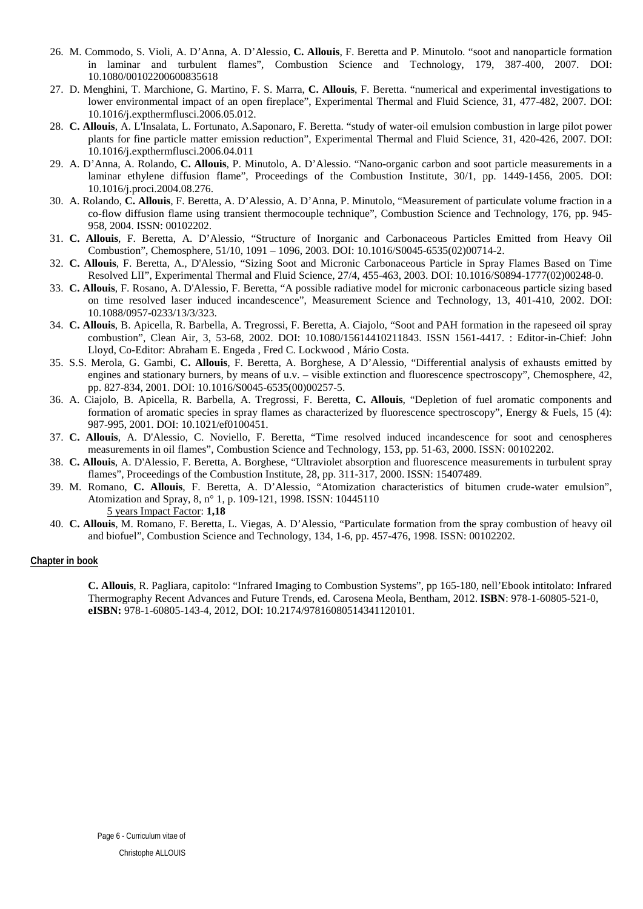26. M. Commodo, S. Violi, A. D'Anna, A. D'Alessio, **C. Allouis**, F. Beretta and P. Minutolo. "soot and nanoparticle formation in laminar and turbulent flames", Combustion Science and Technology, 179, 387-400, 2007. DOI: 10.1080/00102200600835618
27. D. Menghini, T. Marchione, G. Martino, F. S. Marra, **C. Allouis**, F. Beretta. "numerical and experimental investigations to lower environmental impact of an open fireplace", Experimental Thermal and Fluid Science, 31, 477-482, 2007. DOI: 10.1016/j.expthermflusci.2006.05.012.
28. **C. Allouis**, A. L'Insalata, L. Fortunato, A.Saponaro, F. Beretta. "study of water-oil emulsion combustion in large pilot power plants for fine particle matter emission reduction", Experimental Thermal and Fluid Science, 31, 420-426, 2007. DOI: 10.1016/j.expthermflusci.2006.04.011
29. A. D'Anna, A. Rolando, **C. Allouis**, P. Minutolo, A. D'Alessio. "Nano-organic carbon and soot particle measurements in a laminar ethylene diffusion flame", Proceedings of the Combustion Institute, 30/1, pp. 1449-1456, 2005. DOI: 10.1016/j.proci.2004.08.276.
30. A. Rolando, **C. Allouis**, F. Beretta, A. D'Alessio, A. D'Anna, P. Minutolo, "Measurement of particulate volume fraction in a co-flow diffusion flame using transient thermocouple technique", Combustion Science and Technology, 176, pp. 945-958, 2004. ISSN: 00102202.
31. **C. Allouis**, F. Beretta, A. D'Alessio, "Structure of Inorganic and Carbonaceous Particles Emitted from Heavy Oil Combustion", Chemosphere, 51/10, 1091 – 1096, 2003. DOI: 10.1016/S0045-6535(02)00714-2.
32. **C. Allouis**, F. Beretta, A., D'Alessio, "Sizing Soot and Micronic Carbonaceous Particle in Spray Flames Based on Time Resolved LII", Experimental Thermal and Fluid Science, 27/4, 455-463, 2003. DOI: 10.1016/S0894-1777(02)00248-0.
33. **C. Allouis**, F. Rosano, A. D'Alessio, F. Beretta, "A possible radiative model for micronic carbonaceous particle sizing based on time resolved laser induced incandescence", Measurement Science and Technology, 13, 401-410, 2002. DOI: 10.1088/0957-0233/13/3/323.
34. **C. Allouis**, B. Apicella, R. Barbella, A. Tregrossi, F. Beretta, A. Ciajolo, "Soot and PAH formation in the rapeseed oil spray combustion", Clean Air, 3, 53-68, 2002. DOI: 10.1080/15614410211843. ISSN 1561-4417. : Editor-in-Chief: John Lloyd, Co-Editor: Abraham E. Engeda , Fred C. Lockwood , Mário Costa.
35. S.S. Merola, G. Gambi, **C. Allouis**, F. Beretta, A. Borghese, A D'Alessio, "Differential analysis of exhausts emitted by engines and stationary burners, by means of u.v. – visible extinction and fluorescence spectroscopy", Chemosphere, 42, pp. 827-834, 2001. DOI: 10.1016/S0045-6535(00)00257-5.
36. A. Ciajolo, B. Apicella, R. Barbella, A. Tregrossi, F. Beretta, **C. Allouis**, "Depletion of fuel aromatic components and formation of aromatic species in spray flames as characterized by fluorescence spectroscopy", Energy & Fuels, 15 (4): 987-995, 2001. DOI: 10.1021/ef0100451.
37. **C. Allouis**, A. D'Alessio, C. Noviello, F. Beretta, "Time resolved induced incandescence for soot and cenospheres measurements in oil flames", Combustion Science and Technology, 153, pp. 51-63, 2000. ISSN: 00102202.
38. **C. Allouis**, A. D'Alessio, F. Beretta, A. Borghese, "Ultraviolet absorption and fluorescence measurements in turbulent spray flames", Proceedings of the Combustion Institute, 28, pp. 311-317, 2000. ISSN: 15407489.
39. M. Romano, **C. Allouis**, F. Beretta, A. D'Alessio, "Atomization characteristics of bitumen crude-water emulsion", Atomization and Spray, 8, n° 1, p. 109-121, 1998. ISSN: 10445110
    5 years Impact Factor: **1,18**
40. **C. Allouis**, M. Romano, F. Beretta, L. Viegas, A. D'Alessio, "Particulate formation from the spray combustion of heavy oil and biofuel", Combustion Science and Technology, 134, 1-6, pp. 457-476, 1998. ISSN: 00102202.

**Chapter in book**

**C. Allouis**, R. Pagliara, capitolo: "Infrared Imaging to Combustion Systems", pp 165-180, nell'Ebook intitolato: Infrared Thermography Recent Advances and Future Trends, ed. Carosena Meola, Bentham, 2012. **ISBN**: 978-1-60805-521-0, **eISBN:** 978-1-60805-143-4, 2012, DOI: 10.2174/97816080514341120101.